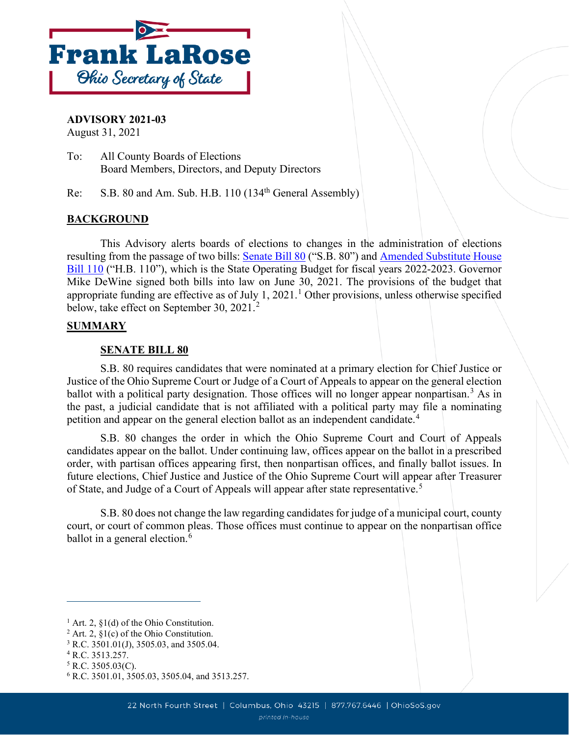**Frank LaRose**
*Ohio Secretary of State*

**ADVISORY 2021-03**
August 31, 2021

To: All County Boards of Elections
Board Members, Directors, and Deputy Directors

Re: S.B. 80 and Am. Sub. H.B. 110 (134th General Assembly)

## BACKGROUND

This Advisory alerts boards of elections to changes in the administration of elections resulting from the passage of two bills: Senate Bill 80 ("S.B. 80") and Amended Substitute House Bill 110 ("H.B. 110"), which is the State Operating Budget for fiscal years 2022-2023. Governor Mike DeWine signed both bills into law on June 30, 2021. The provisions of the budget that appropriate funding are effective as of July 1, 2021.[1] Other provisions, unless otherwise specified below, take effect on September 30, 2021.[2]

## SUMMARY

### SENATE BILL 80

S.B. 80 requires candidates that were nominated at a primary election for Chief Justice or Justice of the Ohio Supreme Court or Judge of a Court of Appeals to appear on the general election ballot with a political party designation. Those offices will no longer appear nonpartisan.[3] As in the past, a judicial candidate that is not affiliated with a political party may file a nominating petition and appear on the general election ballot as an independent candidate.[4]

S.B. 80 changes the order in which the Ohio Supreme Court and Court of Appeals candidates appear on the ballot. Under continuing law, offices appear on the ballot in a prescribed order, with partisan offices appearing first, then nonpartisan offices, and finally ballot issues. In future elections, Chief Justice and Justice of the Ohio Supreme Court will appear after Treasurer of State, and Judge of a Court of Appeals will appear after state representative.[5]

S.B. 80 does not change the law regarding candidates for judge of a municipal court, county court, or court of common pleas. Those offices must continue to appear on the nonpartisan office ballot in a general election.[6]

---

[1] Art. 2, §1(d) of the Ohio Constitution.
[2] Art. 2, §1(c) of the Ohio Constitution.
[3] R.C. 3501.01(J), 3505.03, and 3505.04.
[4] R.C. 3513.257.
[5] R.C. 3505.03(C).
[6] R.C. 3501.01, 3505.03, 3505.04, and 3513.257.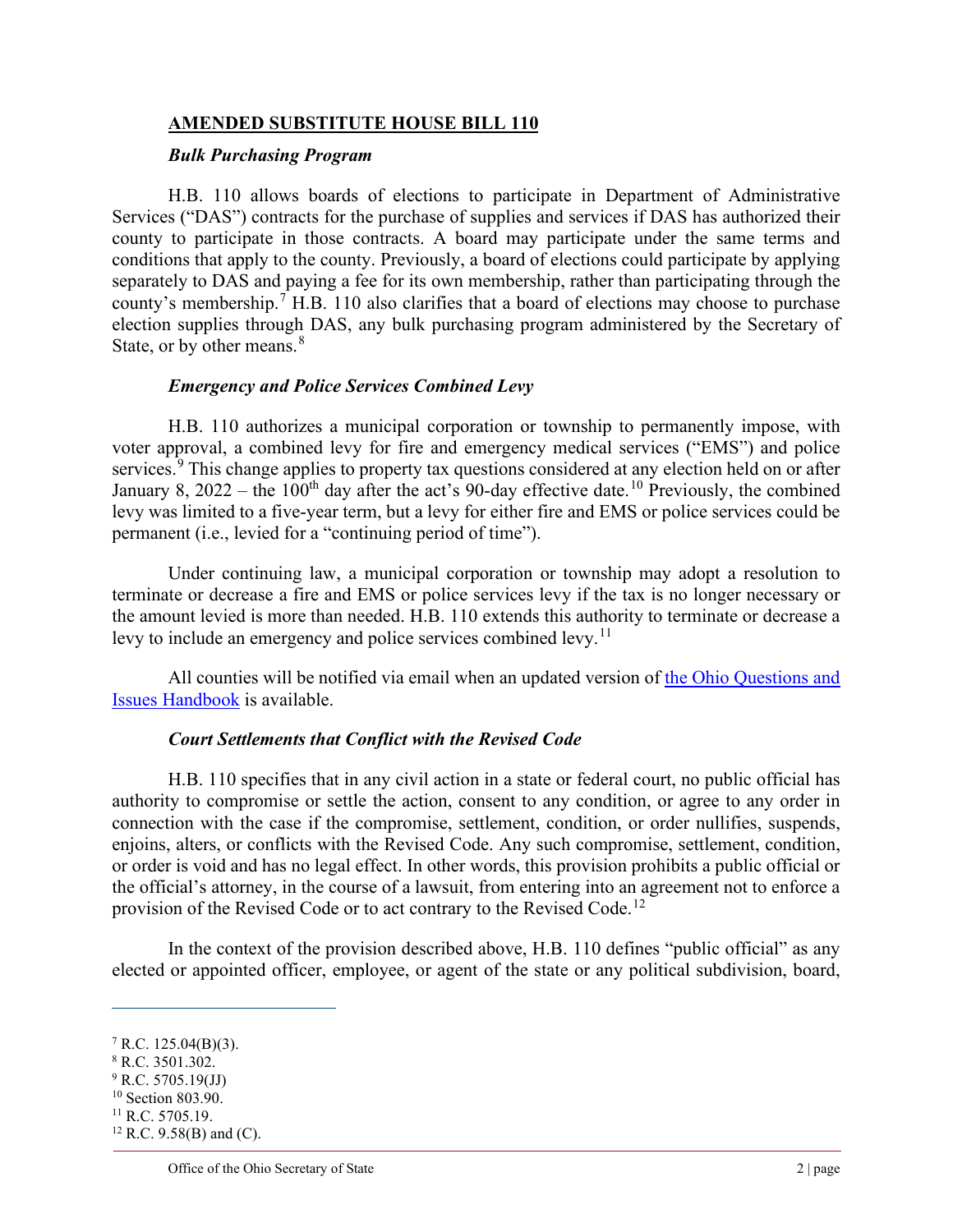## AMENDED SUBSTITUTE HOUSE BILL 110

### *Bulk Purchasing Program*

H.B. 110 allows boards of elections to participate in Department of Administrative Services ("DAS") contracts for the purchase of supplies and services if DAS has authorized their county to participate in those contracts. A board may participate under the same terms and conditions that apply to the county. Previously, a board of elections could participate by applying separately to DAS and paying a fee for its own membership, rather than participating through the county's membership.[7] H.B. 110 also clarifies that a board of elections may choose to purchase election supplies through DAS, any bulk purchasing program administered by the Secretary of State, or by other means.[8]

### *Emergency and Police Services Combined Levy*

H.B. 110 authorizes a municipal corporation or township to permanently impose, with voter approval, a combined levy for fire and emergency medical services ("EMS") and police services.[9] This change applies to property tax questions considered at any election held on or after January 8, 2022 – the 100th day after the act's 90-day effective date.[10] Previously, the combined levy was limited to a five-year term, but a levy for either fire and EMS or police services could be permanent (i.e., levied for a "continuing period of time").

Under continuing law, a municipal corporation or township may adopt a resolution to terminate or decrease a fire and EMS or police services levy if the tax is no longer necessary or the amount levied is more than needed. H.B. 110 extends this authority to terminate or decrease a levy to include an emergency and police services combined levy.[11]

All counties will be notified via email when an updated version of the Ohio Questions and Issues Handbook is available.

### *Court Settlements that Conflict with the Revised Code*

H.B. 110 specifies that in any civil action in a state or federal court, no public official has authority to compromise or settle the action, consent to any condition, or agree to any order in connection with the case if the compromise, settlement, condition, or order nullifies, suspends, enjoins, alters, or conflicts with the Revised Code. Any such compromise, settlement, condition, or order is void and has no legal effect. In other words, this provision prohibits a public official or the official's attorney, in the course of a lawsuit, from entering into an agreement not to enforce a provision of the Revised Code or to act contrary to the Revised Code.[12]

In the context of the provision described above, H.B. 110 defines "public official" as any elected or appointed officer, employee, or agent of the state or any political subdivision, board,

---

[7] R.C. 125.04(B)(3).
[8] R.C. 3501.302.
[9] R.C. 5705.19(JJ)
[10] Section 803.90.
[11] R.C. 5705.19.
[12] R.C. 9.58(B) and (C).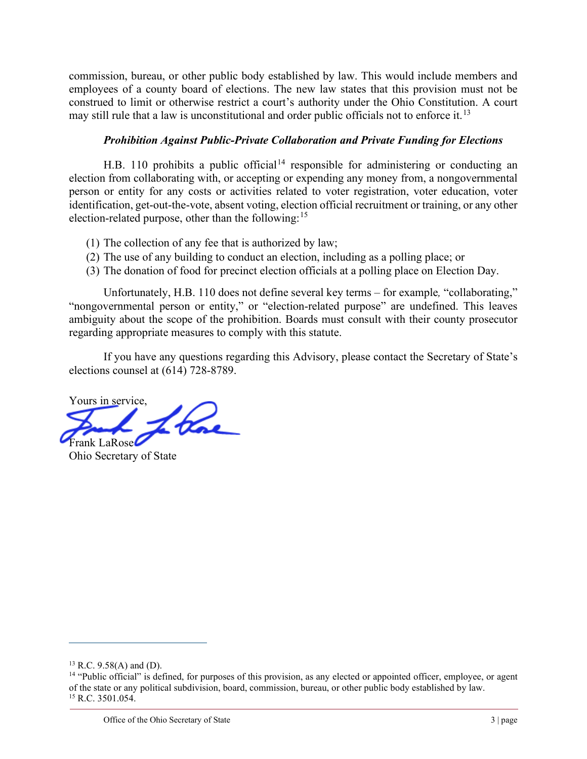commission, bureau, or other public body established by law. This would include members and employees of a county board of elections. The new law states that this provision must not be construed to limit or otherwise restrict a court's authority under the Ohio Constitution. A court may still rule that a law is unconstitutional and order public officials not to enforce it.[13]

### *Prohibition Against Public-Private Collaboration and Private Funding for Elections*

H.B. 110 prohibits a public official[14] responsible for administering or conducting an election from collaborating with, or accepting or expending any money from, a nongovernmental person or entity for any costs or activities related to voter registration, voter education, voter identification, get-out-the-vote, absent voting, election official recruitment or training, or any other election-related purpose, other than the following:[15]

(1) The collection of any fee that is authorized by law;
(2) The use of any building to conduct an election, including as a polling place; or
(3) The donation of food for precinct election officials at a polling place on Election Day.

Unfortunately, H.B. 110 does not define several key terms – for example, "collaborating," "nongovernmental person or entity," or "election-related purpose" are undefined. This leaves ambiguity about the scope of the prohibition. Boards must consult with their county prosecutor regarding appropriate measures to comply with this statute.

If you have any questions regarding this Advisory, please contact the Secretary of State's elections counsel at (614) 728-8789.

Yours in service,

Frank LaRose
Ohio Secretary of State

---

[13] R.C. 9.58(A) and (D).

[14] "Public official" is defined, for purposes of this provision, as any elected or appointed officer, employee, or agent of the state or any political subdivision, board, commission, bureau, or other public body established by law.

[15] R.C. 3501.054.